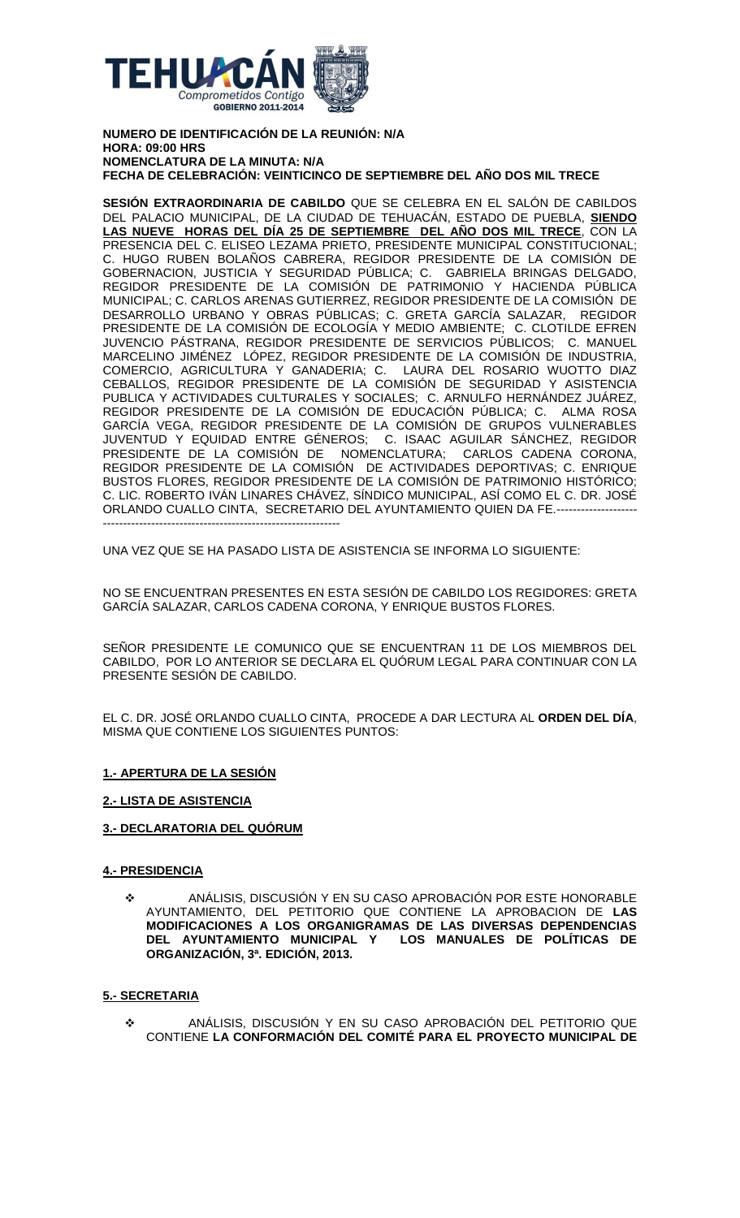**NUMERO DE IDENTIFICACIÓN DE LA REUNIÓN: N/A**
**HORA: 09:00 HRS**
**NOMENCLATURA DE LA MINUTA: N/A**
**FECHA DE CELEBRACIÓN: VEINTICINCO DE SEPTIEMBRE DEL AÑO DOS MIL TRECE**

**SESIÓN EXTRAORDINARIA DE CABILDO** QUE SE CELEBRA EN EL SALÓN DE CABILDOS DEL PALACIO MUNICIPAL, DE LA CIUDAD DE TEHUACÁN, ESTADO DE PUEBLA, **SIENDO LAS NUEVE HORAS DEL DÍA 25 DE SEPTIEMBRE DEL AÑO DOS MIL TRECE**, CON LA PRESENCIA DEL C. ELISEO LEZAMA PRIETO, PRESIDENTE MUNICIPAL CONSTITUCIONAL; C. HUGO RUBEN BOLAÑOS CABRERA, REGIDOR PRESIDENTE DE LA COMISIÓN DE GOBERNACION, JUSTICIA Y SEGURIDAD PÚBLICA; C. GABRIELA BRINGAS DELGADO, REGIDOR PRESIDENTE DE LA COMISIÓN DE PATRIMONIO Y HACIENDA PÚBLICA MUNICIPAL; C. CARLOS ARENAS GUTIERREZ, REGIDOR PRESIDENTE DE LA COMISIÓN DE DESARROLLO URBANO Y OBRAS PÚBLICAS; C. GRETA GARCÍA SALAZAR, REGIDOR PRESIDENTE DE LA COMISIÓN DE ECOLOGÍA Y MEDIO AMBIENTE; C. CLOTILDE EFREN JUVENCIO PÁSTRANA, REGIDOR PRESIDENTE DE SERVICIOS PÚBLICOS; C. MANUEL MARCELINO JIMÉNEZ LÓPEZ, REGIDOR PRESIDENTE DE LA COMISIÓN DE INDUSTRIA, COMERCIO, AGRICULTURA Y GANADERIA; C. LAURA DEL ROSARIO WUOTTO DIAZ CEBALLOS, REGIDOR PRESIDENTE DE LA COMISIÓN DE SEGURIDAD Y ASISTENCIA PUBLICA Y ACTIVIDADES CULTURALES Y SOCIALES; C. ARNULFO HERNÁNDEZ JUÁREZ, REGIDOR PRESIDENTE DE LA COMISIÓN DE EDUCACIÓN PÚBLICA; C. ALMA ROSA GARCÍA VEGA, REGIDOR PRESIDENTE DE LA COMISIÓN DE GRUPOS VULNERABLES JUVENTUD Y EQUIDAD ENTRE GÉNEROS; C. ISAAC AGUILAR SÁNCHEZ, REGIDOR PRESIDENTE DE LA COMISIÓN DE NOMENCLATURA; CARLOS CADENA CORONA, REGIDOR PRESIDENTE DE LA COMISIÓN DE ACTIVIDADES DEPORTIVAS; C. ENRIQUE BUSTOS FLORES, REGIDOR PRESIDENTE DE LA COMISIÓN DE PATRIMONIO HISTÓRICO; C. LIC. ROBERTO IVÁN LINARES CHÁVEZ, SÍNDICO MUNICIPAL, ASÍ COMO EL C. DR. JOSÉ ORLANDO CUALLO CINTA, SECRETARIO DEL AYUNTAMIENTO QUIEN DA FE.------------------------------------------------------------------------------

UNA VEZ QUE SE HA PASADO LISTA DE ASISTENCIA SE INFORMA LO SIGUIENTE:

NO SE ENCUENTRAN PRESENTES EN ESTA SESIÓN DE CABILDO LOS REGIDORES: GRETA GARCÍA SALAZAR, CARLOS CADENA CORONA, Y ENRIQUE BUSTOS FLORES.

SEÑOR PRESIDENTE LE COMUNICO QUE SE ENCUENTRAN 11 DE LOS MIEMBROS DEL CABILDO, POR LO ANTERIOR SE DECLARA EL QUÓRUM LEGAL PARA CONTINUAR CON LA PRESENTE SESIÓN DE CABILDO.

EL C. DR. JOSÉ ORLANDO CUALLO CINTA, PROCEDE A DAR LECTURA AL **ORDEN DEL DÍA**, MISMA QUE CONTIENE LOS SIGUIENTES PUNTOS:

**1.- APERTURA DE LA SESIÓN**

**2.- LISTA DE ASISTENCIA**

**3.- DECLARATORIA DEL QUÓRUM**

**4.- PRESIDENCIA**

- ANÁLISIS, DISCUSIÓN Y EN SU CASO APROBACIÓN POR ESTE HONORABLE AYUNTAMIENTO, DEL PETITORIO QUE CONTIENE LA APROBACION DE **LAS MODIFICACIONES A LOS ORGANIGRAMAS DE LAS DIVERSAS DEPENDENCIAS DEL AYUNTAMIENTO MUNICIPAL Y LOS MANUALES DE POLÍTICAS DE ORGANIZACIÓN, 3ª. EDICIÓN, 2013.**

**5.- SECRETARIA**

- ANÁLISIS, DISCUSIÓN Y EN SU CASO APROBACIÓN DEL PETITORIO QUE CONTIENE **LA CONFORMACIÓN DEL COMITÉ PARA EL PROYECTO MUNICIPAL DE**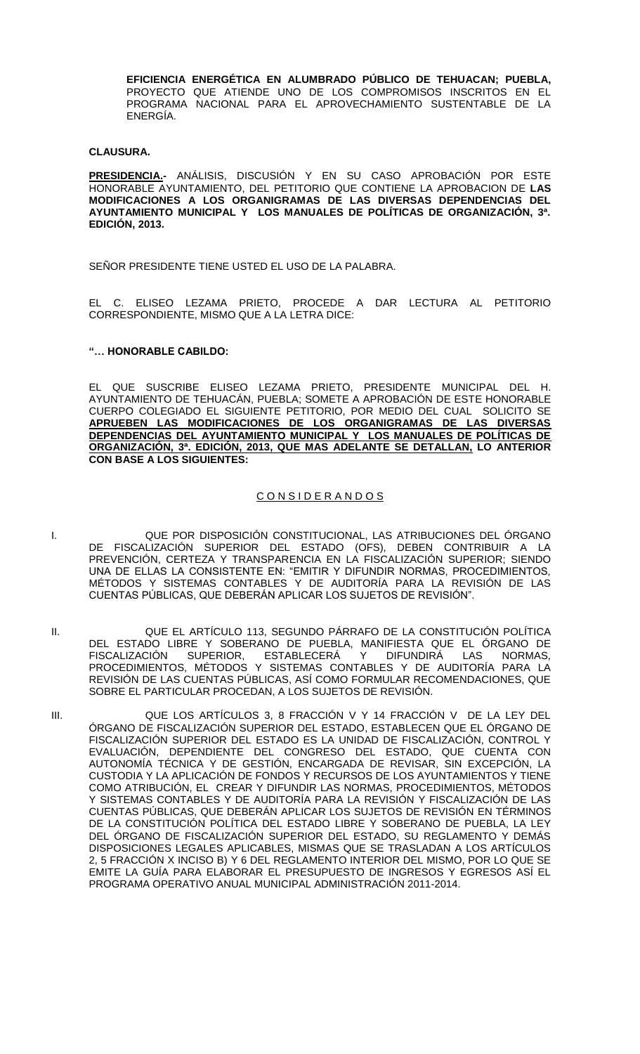**EFICIENCIA ENERGÉTICA EN ALUMBRADO PÚBLICO DE TEHUACAN; PUEBLA,** PROYECTO QUE ATIENDE UNO DE LOS COMPROMISOS INSCRITOS EN EL PROGRAMA NACIONAL PARA EL APROVECHAMIENTO SUSTENTABLE DE LA ENERGÍA.

**CLAUSURA.**

**PRESIDENCIA.-** ANÁLISIS, DISCUSIÓN Y EN SU CASO APROBACIÓN POR ESTE HONORABLE AYUNTAMIENTO, DEL PETITORIO QUE CONTIENE LA APROBACION DE **LAS MODIFICACIONES A LOS ORGANIGRAMAS DE LAS DIVERSAS DEPENDENCIAS DEL AYUNTAMIENTO MUNICIPAL Y LOS MANUALES DE POLÍTICAS DE ORGANIZACIÓN, 3ª. EDICIÓN, 2013.**

SEÑOR PRESIDENTE TIENE USTED EL USO DE LA PALABRA.

EL C. ELISEO LEZAMA PRIETO, PROCEDE A DAR LECTURA AL PETITORIO CORRESPONDIENTE, MISMO QUE A LA LETRA DICE:

**"… HONORABLE CABILDO:**

EL QUE SUSCRIBE ELISEO LEZAMA PRIETO, PRESIDENTE MUNICIPAL DEL H. AYUNTAMIENTO DE TEHUACÁN, PUEBLA; SOMETE A APROBACIÓN DE ESTE HONORABLE CUERPO COLEGIADO EL SIGUIENTE PETITORIO, POR MEDIO DEL CUAL SOLICITO SE **APRUEBEN LAS MODIFICACIONES DE LOS ORGANIGRAMAS DE LAS DIVERSAS DEPENDENCIAS DEL AYUNTAMIENTO MUNICIPAL Y LOS MANUALES DE POLÍTICAS DE ORGANIZACIÓN, 3ª. EDICIÓN, 2013, QUE MAS ADELANTE SE DETALLAN,** **LO ANTERIOR CON BASE A LOS SIGUIENTES:**

C O N S I D E R A N D O S

I. QUE POR DISPOSICIÓN CONSTITUCIONAL, LAS ATRIBUCIONES DEL ÓRGANO DE FISCALIZACIÓN SUPERIOR DEL ESTADO (OFS), DEBEN CONTRIBUIR A LA PREVENCIÓN, CERTEZA Y TRANSPARENCIA EN LA FISCALIZACIÓN SUPERIOR; SIENDO UNA DE ELLAS LA CONSISTENTE EN: "EMITIR Y DIFUNDIR NORMAS, PROCEDIMIENTOS, MÉTODOS Y SISTEMAS CONTABLES Y DE AUDITORÍA PARA LA REVISIÓN DE LAS CUENTAS PÚBLICAS, QUE DEBERÁN APLICAR LOS SUJETOS DE REVISIÓN".

II. QUE EL ARTÍCULO 113, SEGUNDO PÁRRAFO DE LA CONSTITUCIÓN POLÍTICA DEL ESTADO LIBRE Y SOBERANO DE PUEBLA, MANIFIESTA QUE EL ÓRGANO DE FISCALIZACIÓN SUPERIOR, ESTABLECERÁ Y DIFUNDIRÁ LAS NORMAS, PROCEDIMIENTOS, MÉTODOS Y SISTEMAS CONTABLES Y DE AUDITORÍA PARA LA REVISIÓN DE LAS CUENTAS PÚBLICAS, ASÍ COMO FORMULAR RECOMENDACIONES, QUE SOBRE EL PARTICULAR PROCEDAN, A LOS SUJETOS DE REVISIÓN.

III. QUE LOS ARTÍCULOS 3, 8 FRACCIÓN V Y 14 FRACCIÓN V DE LA LEY DEL ÓRGANO DE FISCALIZACIÓN SUPERIOR DEL ESTADO, ESTABLECEN QUE EL ÓRGANO DE FISCALIZACIÓN SUPERIOR DEL ESTADO ES LA UNIDAD DE FISCALIZACIÓN, CONTROL Y EVALUACIÓN, DEPENDIENTE DEL CONGRESO DEL ESTADO, QUE CUENTA CON AUTONOMÍA TÉCNICA Y DE GESTIÓN, ENCARGADA DE REVISAR, SIN EXCEPCIÓN, LA CUSTODIA Y LA APLICACIÓN DE FONDOS Y RECURSOS DE LOS AYUNTAMIENTOS Y TIENE COMO ATRIBUCIÓN, EL CREAR Y DIFUNDIR LAS NORMAS, PROCEDIMIENTOS, MÉTODOS Y SISTEMAS CONTABLES Y DE AUDITORÍA PARA LA REVISIÓN Y FISCALIZACIÓN DE LAS CUENTAS PÚBLICAS, QUE DEBERÁN APLICAR LOS SUJETOS DE REVISIÓN EN TÉRMINOS DE LA CONSTITUCIÓN POLÍTICA DEL ESTADO LIBRE Y SOBERANO DE PUEBLA, LA LEY DEL ÓRGANO DE FISCALIZACIÓN SUPERIOR DEL ESTADO, SU REGLAMENTO Y DEMÁS DISPOSICIONES LEGALES APLICABLES, MISMAS QUE SE TRASLADAN A LOS ARTÍCULOS 2, 5 FRACCIÓN X INCISO B) Y 6 DEL REGLAMENTO INTERIOR DEL MISMO, POR LO QUE SE EMITE LA GUÍA PARA ELABORAR EL PRESUPUESTO DE INGRESOS Y EGRESOS ASÍ EL PROGRAMA OPERATIVO ANUAL MUNICIPAL ADMINISTRACIÓN 2011-2014.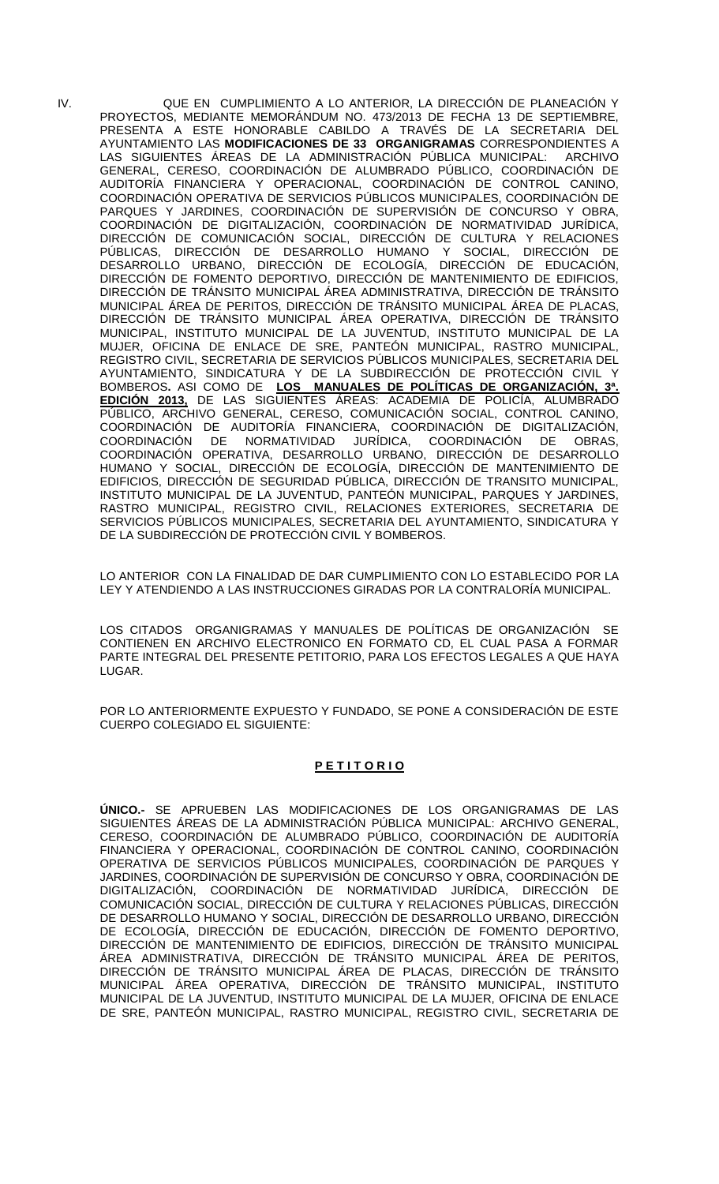IV. QUE EN CUMPLIMIENTO A LO ANTERIOR, LA DIRECCIÓN DE PLANEACIÓN Y PROYECTOS, MEDIANTE MEMORÁNDUM NO. 473/2013 DE FECHA 13 DE SEPTIEMBRE, PRESENTA A ESTE HONORABLE CABILDO A TRAVÉS DE LA SECRETARIA DEL AYUNTAMIENTO LAS **MODIFICACIONES DE 33 ORGANIGRAMAS** CORRESPONDIENTES A LAS SIGUIENTES ÁREAS DE LA ADMINISTRACIÓN PÚBLICA MUNICIPAL: ARCHIVO GENERAL, CERESO, COORDINACIÓN DE ALUMBRADO PÚBLICO, COORDINACIÓN DE AUDITORÍA FINANCIERA Y OPERACIONAL, COORDINACIÓN DE CONTROL CANINO, COORDINACIÓN OPERATIVA DE SERVICIOS PÚBLICOS MUNICIPALES, COORDINACIÓN DE PARQUES Y JARDINES, COORDINACIÓN DE SUPERVISIÓN DE CONCURSO Y OBRA, COORDINACIÓN DE DIGITALIZACIÓN, COORDINACIÓN DE NORMATIVIDAD JURÍDICA, DIRECCIÓN DE COMUNICACIÓN SOCIAL, DIRECCIÓN DE CULTURA Y RELACIONES PÚBLICAS, DIRECCIÓN DE DESARROLLO HUMANO Y SOCIAL, DIRECCIÓN DE DESARROLLO URBANO, DIRECCIÓN DE ECOLOGÍA, DIRECCIÓN DE EDUCACIÓN, DIRECCIÓN DE FOMENTO DEPORTIVO, DIRECCIÓN DE MANTENIMIENTO DE EDIFICIOS, DIRECCIÓN DE TRÁNSITO MUNICIPAL ÁREA ADMINISTRATIVA, DIRECCIÓN DE TRÁNSITO MUNICIPAL ÁREA DE PERITOS, DIRECCIÓN DE TRÁNSITO MUNICIPAL ÁREA DE PLACAS, DIRECCIÓN DE TRÁNSITO MUNICIPAL ÁREA OPERATIVA, DIRECCIÓN DE TRÁNSITO MUNICIPAL, INSTITUTO MUNICIPAL DE LA JUVENTUD, INSTITUTO MUNICIPAL DE LA MUJER, OFICINA DE ENLACE DE SRE, PANTEÓN MUNICIPAL, RASTRO MUNICIPAL, REGISTRO CIVIL, SECRETARIA DE SERVICIOS PÚBLICOS MUNICIPALES, SECRETARIA DEL AYUNTAMIENTO, SINDICATURA Y DE LA SUBDIRECCIÓN DE PROTECCIÓN CIVIL Y BOMBEROS**.** ASI COMO DE **LOS MANUALES DE POLÍTICAS DE ORGANIZACIÓN, 3ª. EDICIÓN 2013,** DE LAS SIGUIENTES ÁREAS: ACADEMIA DE POLICÍA, ALUMBRADO PÚBLICO, ARCHIVO GENERAL, CERESO, COMUNICACIÓN SOCIAL, CONTROL CANINO, COORDINACIÓN DE AUDITORÍA FINANCIERA, COORDINACIÓN DE DIGITALIZACIÓN, COORDINACIÓN DE NORMATIVIDAD JURÍDICA, COORDINACIÓN DE OBRAS, COORDINACIÓN OPERATIVA, DESARROLLO URBANO, DIRECCIÓN DE DESARROLLO HUMANO Y SOCIAL, DIRECCIÓN DE ECOLOGÍA, DIRECCIÓN DE MANTENIMIENTO DE EDIFICIOS, DIRECCIÓN DE SEGURIDAD PÚBLICA, DIRECCIÓN DE TRANSITO MUNICIPAL, INSTITUTO MUNICIPAL DE LA JUVENTUD, PANTEÓN MUNICIPAL, PARQUES Y JARDINES, RASTRO MUNICIPAL, REGISTRO CIVIL, RELACIONES EXTERIORES, SECRETARIA DE SERVICIOS PÚBLICOS MUNICIPALES, SECRETARIA DEL AYUNTAMIENTO, SINDICATURA Y DE LA SUBDIRECCIÓN DE PROTECCIÓN CIVIL Y BOMBEROS.

LO ANTERIOR CON LA FINALIDAD DE DAR CUMPLIMIENTO CON LO ESTABLECIDO POR LA LEY Y ATENDIENDO A LAS INSTRUCCIONES GIRADAS POR LA CONTRALORÍA MUNICIPAL.

LOS CITADOS ORGANIGRAMAS Y MANUALES DE POLÍTICAS DE ORGANIZACIÓN SE CONTIENEN EN ARCHIVO ELECTRONICO EN FORMATO CD, EL CUAL PASA A FORMAR PARTE INTEGRAL DEL PRESENTE PETITORIO, PARA LOS EFECTOS LEGALES A QUE HAYA LUGAR.

POR LO ANTERIORMENTE EXPUESTO Y FUNDADO, SE PONE A CONSIDERACIÓN DE ESTE CUERPO COLEGIADO EL SIGUIENTE:

## P E T I T O R I O

**ÚNICO.-** SE APRUEBEN LAS MODIFICACIONES DE LOS ORGANIGRAMAS DE LAS SIGUIENTES ÁREAS DE LA ADMINISTRACIÓN PÚBLICA MUNICIPAL: ARCHIVO GENERAL, CERESO, COORDINACIÓN DE ALUMBRADO PÚBLICO, COORDINACIÓN DE AUDITORÍA FINANCIERA Y OPERACIONAL, COORDINACIÓN DE CONTROL CANINO, COORDINACIÓN OPERATIVA DE SERVICIOS PÚBLICOS MUNICIPALES, COORDINACIÓN DE PARQUES Y JARDINES, COORDINACIÓN DE SUPERVISIÓN DE CONCURSO Y OBRA, COORDINACIÓN DE DIGITALIZACIÓN, COORDINACIÓN DE NORMATIVIDAD JURÍDICA, DIRECCIÓN DE COMUNICACIÓN SOCIAL, DIRECCIÓN DE CULTURA Y RELACIONES PÚBLICAS, DIRECCIÓN DE DESARROLLO HUMANO Y SOCIAL, DIRECCIÓN DE DESARROLLO URBANO, DIRECCIÓN DE ECOLOGÍA, DIRECCIÓN DE EDUCACIÓN, DIRECCIÓN DE FOMENTO DEPORTIVO, DIRECCIÓN DE MANTENIMIENTO DE EDIFICIOS, DIRECCIÓN DE TRÁNSITO MUNICIPAL ÁREA ADMINISTRATIVA, DIRECCIÓN DE TRÁNSITO MUNICIPAL ÁREA DE PERITOS, DIRECCIÓN DE TRÁNSITO MUNICIPAL ÁREA DE PLACAS, DIRECCIÓN DE TRÁNSITO MUNICIPAL ÁREA OPERATIVA, DIRECCIÓN DE TRÁNSITO MUNICIPAL, INSTITUTO MUNICIPAL DE LA JUVENTUD, INSTITUTO MUNICIPAL DE LA MUJER, OFICINA DE ENLACE DE SRE, PANTEÓN MUNICIPAL, RASTRO MUNICIPAL, REGISTRO CIVIL, SECRETARIA DE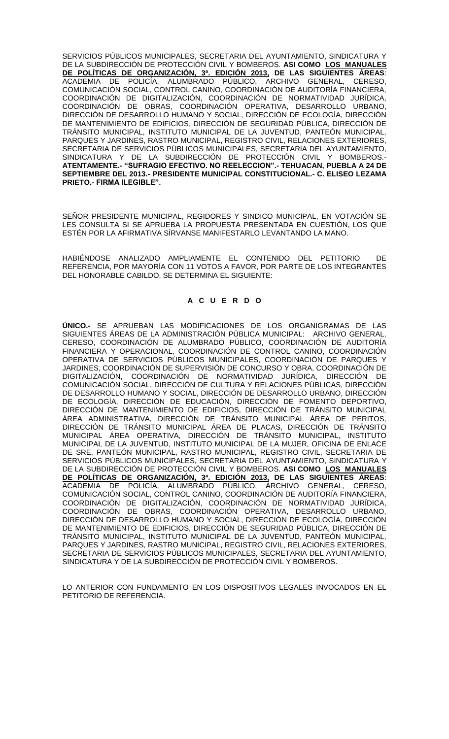SERVICIOS PÚBLICOS MUNICIPALES, SECRETARIA DEL AYUNTAMIENTO, SINDICATURA Y DE LA SUBDIRECCIÓN DE PROTECCIÓN CIVIL Y BOMBEROS. **ASI COMO <u>LOS MANUALES DE POLÍTICAS DE ORGANIZACIÓN, 3ª. EDICIÓN 2013,</u> DE LAS SIGUIENTES ÁREAS**: ACADEMIA DE POLICÍA, ALUMBRADO PÚBLICO, ARCHIVO GENERAL, CERESO, COMUNICACIÓN SOCIAL, CONTROL CANINO, COORDINACIÓN DE AUDITORÍA FINANCIERA, COORDINACIÓN DE DIGITALIZACIÓN, COORDINACIÓN DE NORMATIVIDAD JURÍDICA, COORDINACIÓN DE OBRAS, COORDINACIÓN OPERATIVA, DESARROLLO URBANO, DIRECCIÓN DE DESARROLLO HUMANO Y SOCIAL, DIRECCIÓN DE ECOLOGÍA, DIRECCIÓN DE MANTENIMIENTO DE EDIFICIOS, DIRECCIÓN DE SEGURIDAD PÚBLICA, DIRECCIÓN DE TRÁNSITO MUNICIPAL, INSTITUTO MUNICIPAL DE LA JUVENTUD, PANTEÓN MUNICIPAL, PARQUES Y JARDINES, RASTRO MUNICIPAL, REGISTRO CIVIL, RELACIONES EXTERIORES, SECRETARIA DE SERVICIOS PÚBLICOS MUNICIPALES, SECRETARIA DEL AYUNTAMIENTO, SINDICATURA Y DE LA SUBDIRECCIÓN DE PROTECCIÓN CIVIL Y BOMBEROS.- **ATENTAMENTE.- "SUFRAGIO EFECTIVO. NO REELECCION".- TEHUACAN, PUEBLA A 24 DE SEPTIEMBRE DEL 2013.- PRESIDENTE MUNICIPAL CONSTITUCIONAL.- C. ELISEO LEZAMA PRIETO.- FIRMA ILEGIBLE".**

SEÑOR PRESIDENTE MUNICIPAL, REGIDORES Y SINDICO MUNICIPAL, EN VOTACIÓN SE LES CONSULTA SI SE APRUEBA LA PROPUESTA PRESENTADA EN CUESTIÓN, LOS QUE ESTÉN POR LA AFIRMATIVA SÍRVANSE MANIFESTARLO LEVANTANDO LA MANO.

HABIÉNDOSE ANALIZADO AMPLIAMENTE EL CONTENIDO DEL PETITORIO DE REFERENCIA, POR MAYORÍA CON 11 VOTOS A FAVOR, POR PARTE DE LOS INTEGRANTES DEL HONORABLE CABILDO, SE DETERMINA EL SIGUIENTE:

## A C U E R D O

**ÚNICO.-** SE APRUEBAN LAS MODIFICACIONES DE LOS ORGANIGRAMAS DE LAS SIGUIENTES ÁREAS DE LA ADMINISTRACIÓN PÚBLICA MUNICIPAL: ARCHIVO GENERAL, CERESO, COORDINACIÓN DE ALUMBRADO PÚBLICO, COORDINACIÓN DE AUDITORÍA FINANCIERA Y OPERACIONAL, COORDINACIÓN DE CONTROL CANINO, COORDINACIÓN OPERATIVA DE SERVICIOS PÚBLICOS MUNICIPALES, COORDINACIÓN DE PARQUES Y JARDINES, COORDINACIÓN DE SUPERVISIÓN DE CONCURSO Y OBRA, COORDINACIÓN DE DIGITALIZACIÓN, COORDINACIÓN DE NORMATIVIDAD JURÍDICA, DIRECCIÓN DE COMUNICACIÓN SOCIAL, DIRECCIÓN DE CULTURA Y RELACIONES PÚBLICAS, DIRECCIÓN DE DESARROLLO HUMANO Y SOCIAL, DIRECCIÓN DE DESARROLLO URBANO, DIRECCIÓN DE ECOLOGÍA, DIRECCIÓN DE EDUCACIÓN, DIRECCIÓN DE FOMENTO DEPORTIVO, DIRECCIÓN DE MANTENIMIENTO DE EDIFICIOS, DIRECCIÓN DE TRÁNSITO MUNICIPAL ÁREA ADMINISTRATIVA, DIRECCIÓN DE TRÁNSITO MUNICIPAL ÁREA DE PERITOS, DIRECCIÓN DE TRÁNSITO MUNICIPAL ÁREA DE PLACAS, DIRECCIÓN DE TRÁNSITO MUNICIPAL ÁREA OPERATIVA, DIRECCIÓN DE TRÁNSITO MUNICIPAL, INSTITUTO MUNICIPAL DE LA JUVENTUD, INSTITUTO MUNICIPAL DE LA MUJER, OFICINA DE ENLACE DE SRE, PANTEÓN MUNICIPAL, RASTRO MUNICIPAL, REGISTRO CIVIL, SECRETARIA DE SERVICIOS PÚBLICOS MUNICIPALES, SECRETARIA DEL AYUNTAMIENTO, SINDICATURA Y DE LA SUBDIRECCIÓN DE PROTECCIÓN CIVIL Y BOMBEROS. **ASI COMO <u>LOS MANUALES DE POLÍTICAS DE ORGANIZACIÓN, 3ª. EDICIÓN 2013,</u> DE LAS SIGUIENTES ÁREAS**: ACADEMIA DE POLICÍA, ALUMBRADO PÚBLICO, ARCHIVO GENERAL, CERESO, COMUNICACIÓN SOCIAL, CONTROL CANINO, COORDINACIÓN DE AUDITORÍA FINANCIERA, COORDINACIÓN DE DIGITALIZACIÓN, COORDINACIÓN DE NORMATIVIDAD JURÍDICA, COORDINACIÓN DE OBRAS, COORDINACIÓN OPERATIVA, DESARROLLO URBANO, DIRECCIÓN DE DESARROLLO HUMANO Y SOCIAL, DIRECCIÓN DE ECOLOGÍA, DIRECCIÓN DE MANTENIMIENTO DE EDIFICIOS, DIRECCIÓN DE SEGURIDAD PÚBLICA, DIRECCIÓN DE TRÁNSITO MUNICIPAL, INSTITUTO MUNICIPAL DE LA JUVENTUD, PANTEÓN MUNICIPAL, PARQUES Y JARDINES, RASTRO MUNICIPAL, REGISTRO CIVIL, RELACIONES EXTERIORES, SECRETARIA DE SERVICIOS PÚBLICOS MUNICIPALES, SECRETARIA DEL AYUNTAMIENTO, SINDICATURA Y DE LA SUBDIRECCIÓN DE PROTECCIÓN CIVIL Y BOMBEROS.

LO ANTERIOR CON FUNDAMENTO EN LOS DISPOSITIVOS LEGALES INVOCADOS EN EL PETITORIO DE REFERENCIA.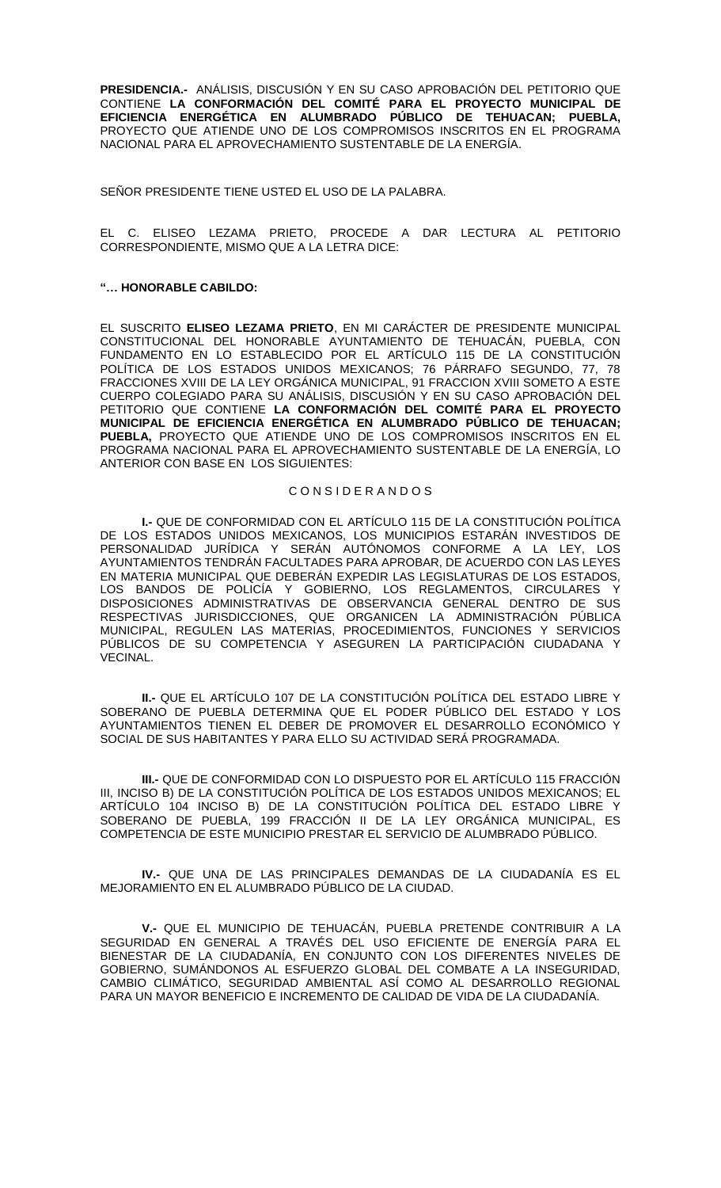**PRESIDENCIA.-** ANÁLISIS, DISCUSIÓN Y EN SU CASO APROBACIÓN DEL PETITORIO QUE CONTIENE **LA CONFORMACIÓN DEL COMITÉ PARA EL PROYECTO MUNICIPAL DE EFICIENCIA ENERGÉTICA EN ALUMBRADO PÚBLICO DE TEHUACAN; PUEBLA,** PROYECTO QUE ATIENDE UNO DE LOS COMPROMISOS INSCRITOS EN EL PROGRAMA NACIONAL PARA EL APROVECHAMIENTO SUSTENTABLE DE LA ENERGÍA.

SEÑOR PRESIDENTE TIENE USTED EL USO DE LA PALABRA.

EL C. ELISEO LEZAMA PRIETO, PROCEDE A DAR LECTURA AL PETITORIO CORRESPONDIENTE, MISMO QUE A LA LETRA DICE:

**"… HONORABLE CABILDO:**

EL SUSCRITO **ELISEO LEZAMA PRIETO**, EN MI CARÁCTER DE PRESIDENTE MUNICIPAL CONSTITUCIONAL DEL HONORABLE AYUNTAMIENTO DE TEHUACÁN, PUEBLA, CON FUNDAMENTO EN LO ESTABLECIDO POR EL ARTÍCULO 115 DE LA CONSTITUCIÓN POLÍTICA DE LOS ESTADOS UNIDOS MEXICANOS; 76 PÁRRAFO SEGUNDO, 77, 78 FRACCIONES XVIII DE LA LEY ORGÁNICA MUNICIPAL, 91 FRACCION XVIII SOMETO A ESTE CUERPO COLEGIADO PARA SU ANÁLISIS, DISCUSIÓN Y EN SU CASO APROBACIÓN DEL PETITORIO QUE CONTIENE **LA CONFORMACIÓN DEL COMITÉ PARA EL PROYECTO MUNICIPAL DE EFICIENCIA ENERGÉTICA EN ALUMBRADO PÚBLICO DE TEHUACAN; PUEBLA,** PROYECTO QUE ATIENDE UNO DE LOS COMPROMISOS INSCRITOS EN EL PROGRAMA NACIONAL PARA EL APROVECHAMIENTO SUSTENTABLE DE LA ENERGÍA, LO ANTERIOR CON BASE EN LOS SIGUIENTES:

C O N S I D E R A N D O S

**I.-** QUE DE CONFORMIDAD CON EL ARTÍCULO 115 DE LA CONSTITUCIÓN POLÍTICA DE LOS ESTADOS UNIDOS MEXICANOS, LOS MUNICIPIOS ESTARÁN INVESTIDOS DE PERSONALIDAD JURÍDICA Y SERÁN AUTÓNOMOS CONFORME A LA LEY, LOS AYUNTAMIENTOS TENDRÁN FACULTADES PARA APROBAR, DE ACUERDO CON LAS LEYES EN MATERIA MUNICIPAL QUE DEBERÁN EXPEDIR LAS LEGISLATURAS DE LOS ESTADOS, LOS BANDOS DE POLICÍA Y GOBIERNO, LOS REGLAMENTOS, CIRCULARES Y DISPOSICIONES ADMINISTRATIVAS DE OBSERVANCIA GENERAL DENTRO DE SUS RESPECTIVAS JURISDICCIONES, QUE ORGANICEN LA ADMINISTRACIÓN PÚBLICA MUNICIPAL, REGULEN LAS MATERIAS, PROCEDIMIENTOS, FUNCIONES Y SERVICIOS PÚBLICOS DE SU COMPETENCIA Y ASEGUREN LA PARTICIPACIÓN CIUDADANA Y VECINAL.

**II.-** QUE EL ARTÍCULO 107 DE LA CONSTITUCIÓN POLÍTICA DEL ESTADO LIBRE Y SOBERANO DE PUEBLA DETERMINA QUE EL PODER PÚBLICO DEL ESTADO Y LOS AYUNTAMIENTOS TIENEN EL DEBER DE PROMOVER EL DESARROLLO ECONÓMICO Y SOCIAL DE SUS HABITANTES Y PARA ELLO SU ACTIVIDAD SERÁ PROGRAMADA.

**III.-** QUE DE CONFORMIDAD CON LO DISPUESTO POR EL ARTÍCULO 115 FRACCIÓN III, INCISO B) DE LA CONSTITUCIÓN POLÍTICA DE LOS ESTADOS UNIDOS MEXICANOS; EL ARTÍCULO 104 INCISO B) DE LA CONSTITUCIÓN POLÍTICA DEL ESTADO LIBRE Y SOBERANO DE PUEBLA, 199 FRACCIÓN II DE LA LEY ORGÁNICA MUNICIPAL, ES COMPETENCIA DE ESTE MUNICIPIO PRESTAR EL SERVICIO DE ALUMBRADO PÚBLICO.

**IV.-** QUE UNA DE LAS PRINCIPALES DEMANDAS DE LA CIUDADANÍA ES EL MEJORAMIENTO EN EL ALUMBRADO PÚBLICO DE LA CIUDAD.

**V.-** QUE EL MUNICIPIO DE TEHUACÁN, PUEBLA PRETENDE CONTRIBUIR A LA SEGURIDAD EN GENERAL A TRAVÉS DEL USO EFICIENTE DE ENERGÍA PARA EL BIENESTAR DE LA CIUDADANÍA, EN CONJUNTO CON LOS DIFERENTES NIVELES DE GOBIERNO, SUMÁNDONOS AL ESFUERZO GLOBAL DEL COMBATE A LA INSEGURIDAD, CAMBIO CLIMÁTICO, SEGURIDAD AMBIENTAL ASÍ COMO AL DESARROLLO REGIONAL PARA UN MAYOR BENEFICIO E INCREMENTO DE CALIDAD DE VIDA DE LA CIUDADANÍA.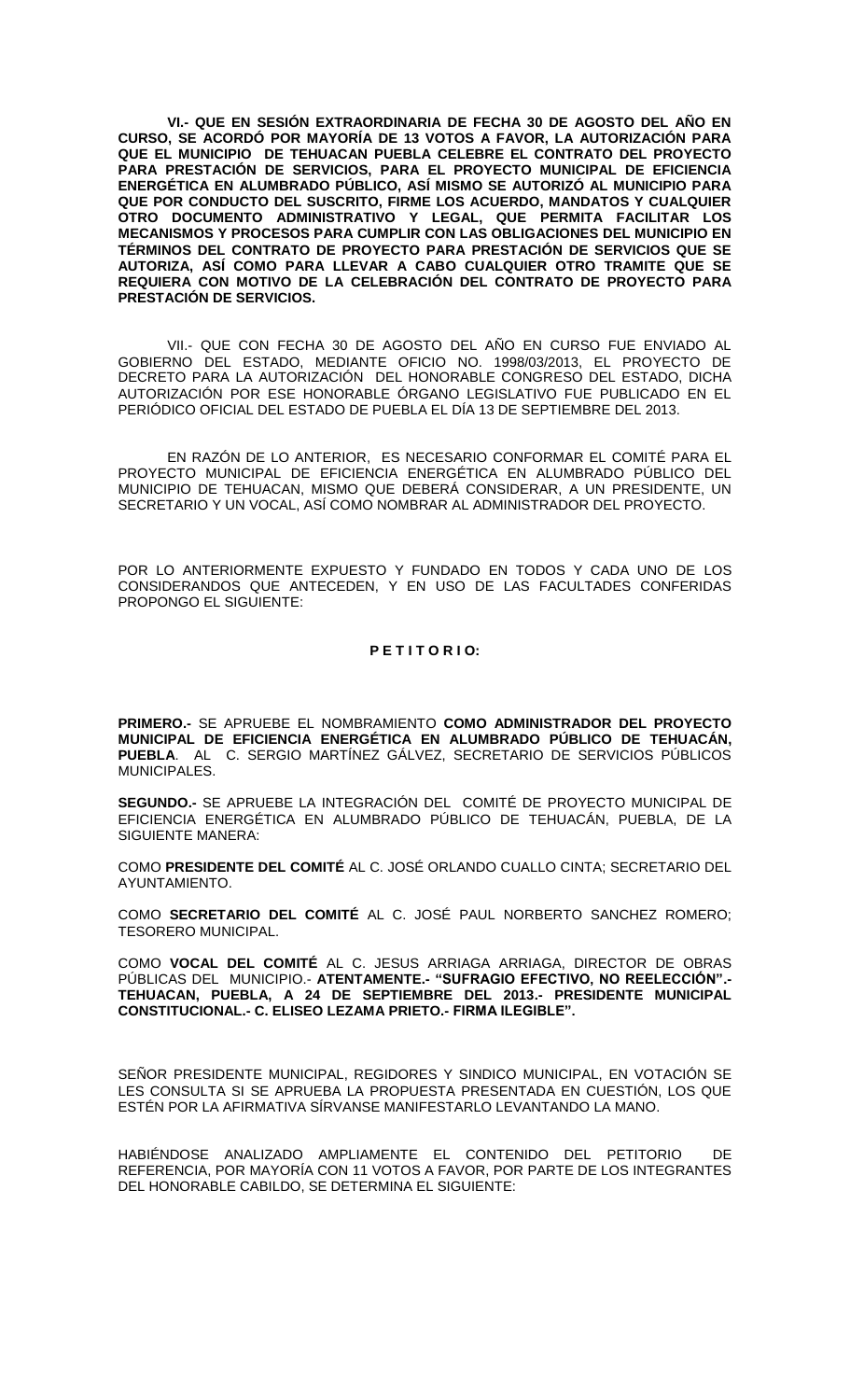**VI.- QUE EN SESIÓN EXTRAORDINARIA DE FECHA 30 DE AGOSTO DEL AÑO EN CURSO, SE ACORDÓ POR MAYORÍA DE 13 VOTOS A FAVOR, LA AUTORIZACIÓN PARA QUE EL MUNICIPIO DE TEHUACAN PUEBLA CELEBRE EL CONTRATO DEL PROYECTO PARA PRESTACIÓN DE SERVICIOS, PARA EL PROYECTO MUNICIPAL DE EFICIENCIA ENERGÉTICA EN ALUMBRADO PÚBLICO, ASÍ MISMO SE AUTORIZÓ AL MUNICIPIO PARA QUE POR CONDUCTO DEL SUSCRITO, FIRME LOS ACUERDO, MANDATOS Y CUALQUIER OTRO DOCUMENTO ADMINISTRATIVO Y LEGAL, QUE PERMITA FACILITAR LOS MECANISMOS Y PROCESOS PARA CUMPLIR CON LAS OBLIGACIONES DEL MUNICIPIO EN TÉRMINOS DEL CONTRATO DE PROYECTO PARA PRESTACIÓN DE SERVICIOS QUE SE AUTORIZA, ASÍ COMO PARA LLEVAR A CABO CUALQUIER OTRO TRAMITE QUE SE REQUIERA CON MOTIVO DE LA CELEBRACIÓN DEL CONTRATO DE PROYECTO PARA PRESTACIÓN DE SERVICIOS.**

VII.- QUE CON FECHA 30 DE AGOSTO DEL AÑO EN CURSO FUE ENVIADO AL GOBIERNO DEL ESTADO, MEDIANTE OFICIO NO. 1998/03/2013, EL PROYECTO DE DECRETO PARA LA AUTORIZACIÓN DEL HONORABLE CONGRESO DEL ESTADO, DICHA AUTORIZACIÓN POR ESE HONORABLE ÓRGANO LEGISLATIVO FUE PUBLICADO EN EL PERIÓDICO OFICIAL DEL ESTADO DE PUEBLA EL DÍA 13 DE SEPTIEMBRE DEL 2013.

EN RAZÓN DE LO ANTERIOR, ES NECESARIO CONFORMAR EL COMITÉ PARA EL PROYECTO MUNICIPAL DE EFICIENCIA ENERGÉTICA EN ALUMBRADO PÚBLICO DEL MUNICIPIO DE TEHUACAN, MISMO QUE DEBERÁ CONSIDERAR, A UN PRESIDENTE, UN SECRETARIO Y UN VOCAL, ASÍ COMO NOMBRAR AL ADMINISTRADOR DEL PROYECTO.

POR LO ANTERIORMENTE EXPUESTO Y FUNDADO EN TODOS Y CADA UNO DE LOS CONSIDERANDOS QUE ANTECEDEN, Y EN USO DE LAS FACULTADES CONFERIDAS PROPONGO EL SIGUIENTE:

**P E T I T O R I O:**

**PRIMERO.-** SE APRUEBE EL NOMBRAMIENTO **COMO ADMINISTRADOR DEL PROYECTO MUNICIPAL DE EFICIENCIA ENERGÉTICA EN ALUMBRADO PÚBLICO DE TEHUACÁN, PUEBLA**. AL C. SERGIO MARTÍNEZ GÁLVEZ, SECRETARIO DE SERVICIOS PÚBLICOS MUNICIPALES.

**SEGUNDO.-** SE APRUEBE LA INTEGRACIÓN DEL COMITÉ DE PROYECTO MUNICIPAL DE EFICIENCIA ENERGÉTICA EN ALUMBRADO PÚBLICO DE TEHUACÁN, PUEBLA, DE LA SIGUIENTE MANERA:

COMO **PRESIDENTE DEL COMITÉ** AL C. JOSÉ ORLANDO CUALLO CINTA; SECRETARIO DEL AYUNTAMIENTO.

COMO **SECRETARIO DEL COMITÉ** AL C. JOSÉ PAUL NORBERTO SANCHEZ ROMERO; TESORERO MUNICIPAL.

COMO **VOCAL DEL COMITÉ** AL C. JESUS ARRIAGA ARRIAGA, DIRECTOR DE OBRAS PÚBLICAS DEL MUNICIPIO.- **ATENTAMENTE.- "SUFRAGIO EFECTIVO, NO REELECCIÓN".- TEHUACAN, PUEBLA, A 24 DE SEPTIEMBRE DEL 2013.- PRESIDENTE MUNICIPAL CONSTITUCIONAL.- C. ELISEO LEZAMA PRIETO.- FIRMA ILEGIBLE".**

SEÑOR PRESIDENTE MUNICIPAL, REGIDORES Y SINDICO MUNICIPAL, EN VOTACIÓN SE LES CONSULTA SI SE APRUEBA LA PROPUESTA PRESENTADA EN CUESTIÓN, LOS QUE ESTÉN POR LA AFIRMATIVA SÍRVANSE MANIFESTARLO LEVANTANDO LA MANO.

HABIÉNDOSE ANALIZADO AMPLIAMENTE EL CONTENIDO DEL PETITORIO DE REFERENCIA, POR MAYORÍA CON 11 VOTOS A FAVOR, POR PARTE DE LOS INTEGRANTES DEL HONORABLE CABILDO, SE DETERMINA EL SIGUIENTE: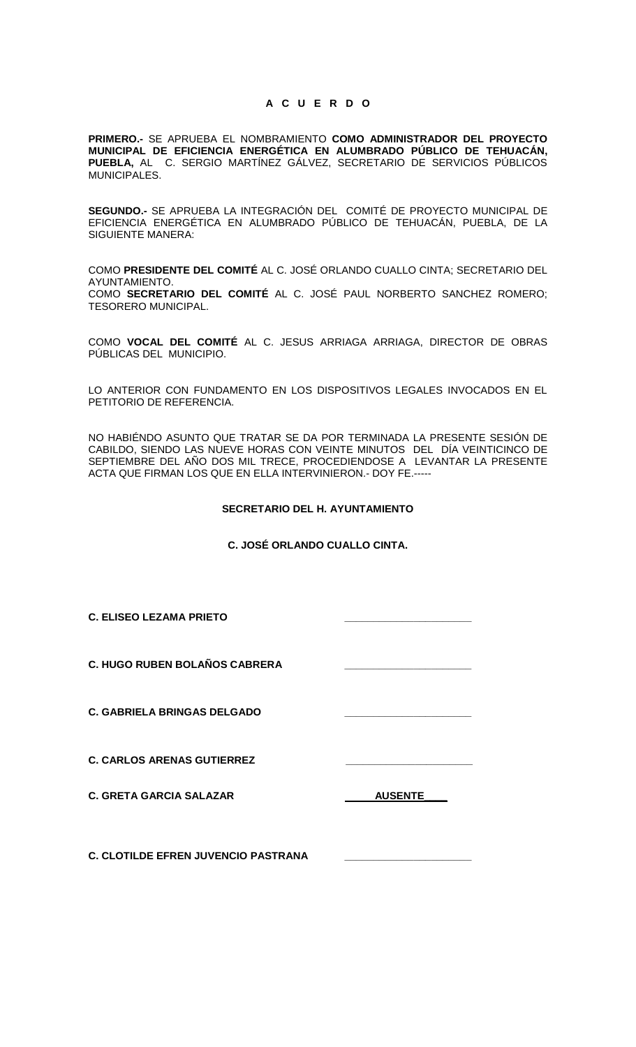**A C U E R D O**

**PRIMERO.-** SE APRUEBA EL NOMBRAMIENTO **COMO ADMINISTRADOR DEL PROYECTO MUNICIPAL DE EFICIENCIA ENERGÉTICA EN ALUMBRADO PÚBLICO DE TEHUACÁN, PUEBLA,** AL C. SERGIO MARTÍNEZ GÁLVEZ, SECRETARIO DE SERVICIOS PÚBLICOS MUNICIPALES.

**SEGUNDO.-** SE APRUEBA LA INTEGRACIÓN DEL COMITÉ DE PROYECTO MUNICIPAL DE EFICIENCIA ENERGÉTICA EN ALUMBRADO PÚBLICO DE TEHUACÁN, PUEBLA, DE LA SIGUIENTE MANERA:

COMO **PRESIDENTE DEL COMITÉ** AL C. JOSÉ ORLANDO CUALLO CINTA; SECRETARIO DEL AYUNTAMIENTO.
COMO **SECRETARIO DEL COMITÉ** AL C. JOSÉ PAUL NORBERTO SANCHEZ ROMERO; TESORERO MUNICIPAL.

COMO **VOCAL DEL COMITÉ** AL C. JESUS ARRIAGA ARRIAGA, DIRECTOR DE OBRAS PÚBLICAS DEL MUNICIPIO.

LO ANTERIOR CON FUNDAMENTO EN LOS DISPOSITIVOS LEGALES INVOCADOS EN EL PETITORIO DE REFERENCIA.

NO HABIÉNDO ASUNTO QUE TRATAR SE DA POR TERMINADA LA PRESENTE SESIÓN DE CABILDO, SIENDO LAS NUEVE HORAS CON VEINTE MINUTOS DEL DÍA VEINTICINCO DE SEPTIEMBRE DEL AÑO DOS MIL TRECE, PROCEDIENDOSE A LEVANTAR LA PRESENTE ACTA QUE FIRMAN LOS QUE EN ELLA INTERVINIERON.- DOY FE.-----

**SECRETARIO DEL H. AYUNTAMIENTO**

**C. JOSÉ ORLANDO CUALLO CINTA.**

**C. ELISEO LEZAMA PRIETO** \_\_\_\_\_\_\_\_\_\_\_\_\_\_\_\_\_\_\_\_

**C. HUGO RUBEN BOLAÑOS CABRERA** \_\_\_\_\_\_\_\_\_\_\_\_\_\_\_\_\_\_\_\_

**C. GABRIELA BRINGAS DELGADO** \_\_\_\_\_\_\_\_\_\_\_\_\_\_\_\_\_\_\_\_

**C. CARLOS ARENAS GUTIERREZ** \_\_\_\_\_\_\_\_\_\_\_\_\_\_\_\_\_\_\_\_

**C. GRETA GARCIA SALAZAR** **AUSENTE**

**C. CLOTILDE EFREN JUVENCIO PASTRANA** \_\_\_\_\_\_\_\_\_\_\_\_\_\_\_\_\_\_\_\_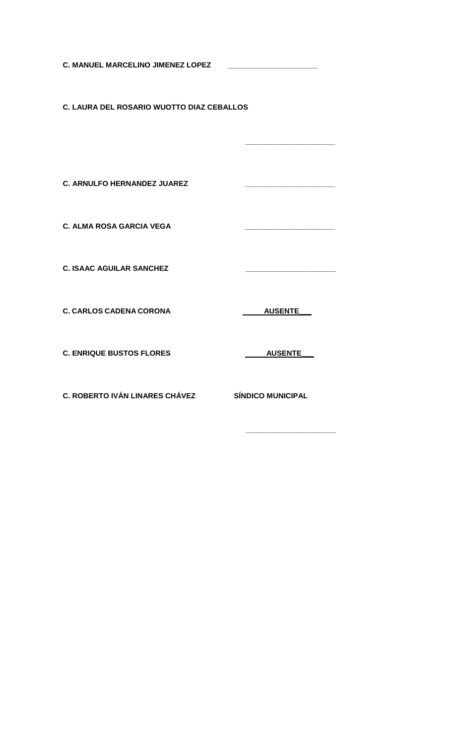**C. MANUEL MARCELINO JIMENEZ LOPEZ** _____________________

**C. LAURA DEL ROSARIO WUOTTO DIAZ CEBALLOS**

_____________________

**C. ARNULFO HERNANDEZ JUAREZ** _____________________

**C. ALMA ROSA GARCIA VEGA** _____________________

**C. ISAAC AGUILAR SANCHEZ** _____________________

**C. CARLOS CADENA CORONA** **AUSENTE**

**C. ENRIQUE BUSTOS FLORES** **AUSENTE**

**C. ROBERTO IVÁN LINARES CHÁVEZ** **SÍNDICO MUNICIPAL**

_____________________